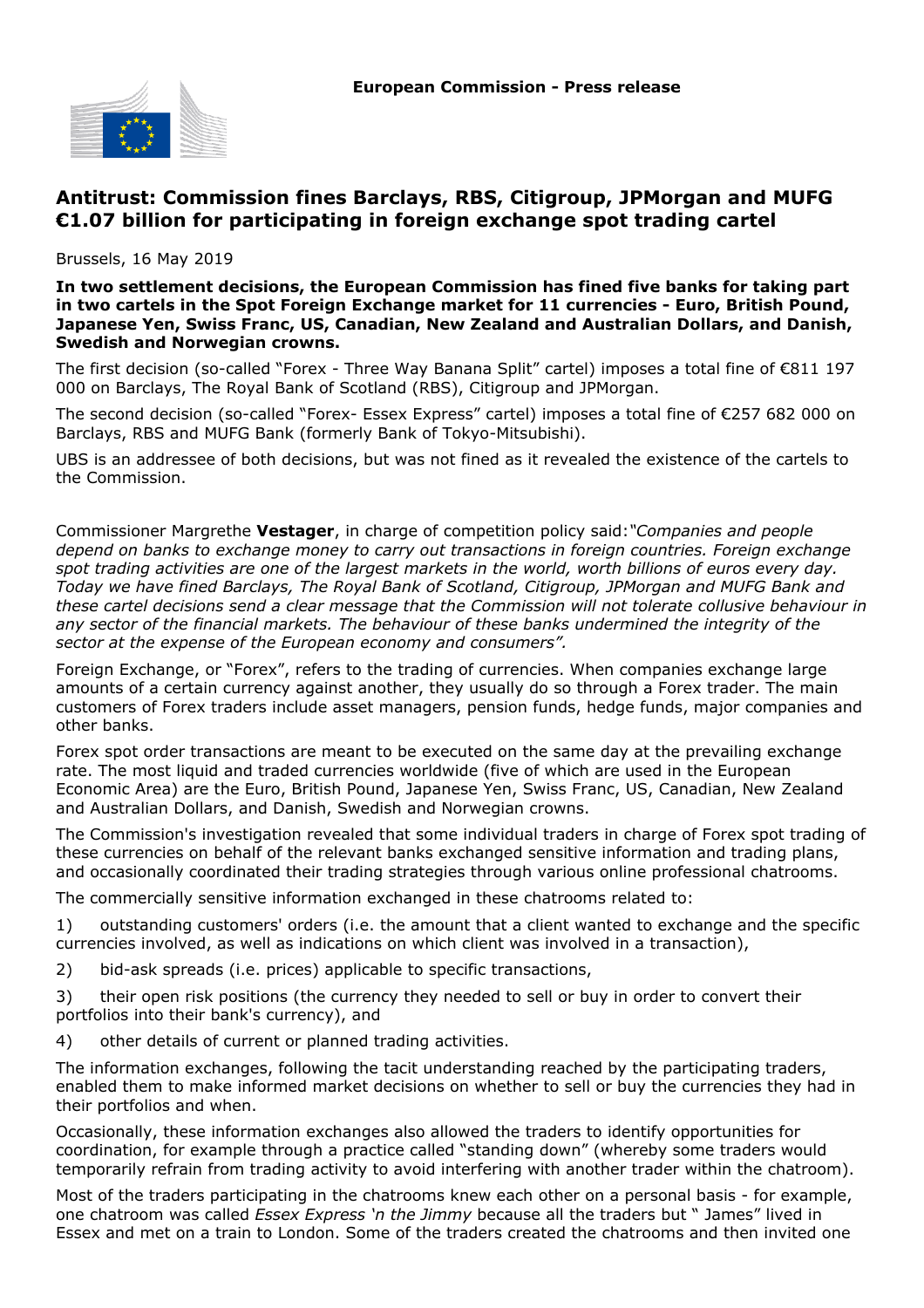**European Commission - Press release**

# Antitrust: Commission fines Barclays, RBS, Citigroup, JPMorgan and MUFG €1.07 billion for participating in foreign exchange spot trading cartel

Brussels, 16 May 2019

**In two settlement decisions, the European Commission has fined five banks for taking part in two cartels in the Spot Foreign Exchange market for 11 currencies - Euro, British Pound, Japanese Yen, Swiss Franc, US, Canadian, New Zealand and Australian Dollars, and Danish, Swedish and Norwegian crowns.**

The first decision (so-called "Forex - Three Way Banana Split" cartel) imposes a total fine of €811 197 000 on Barclays, The Royal Bank of Scotland (RBS), Citigroup and JPMorgan.

The second decision (so-called "Forex- Essex Express" cartel) imposes a total fine of €257 682 000 on Barclays, RBS and MUFG Bank (formerly Bank of Tokyo-Mitsubishi).

UBS is an addressee of both decisions, but was not fined as it revealed the existence of the cartels to the Commission.

Commissioner Margrethe **Vestager**, in charge of competition policy said: *"Companies and people depend on banks to exchange money to carry out transactions in foreign countries. Foreign exchange spot trading activities are one of the largest markets in the world, worth billions of euros every day. Today we have fined Barclays, The Royal Bank of Scotland, Citigroup, JPMorgan and MUFG Bank and these cartel decisions send a clear message that the Commission will not tolerate collusive behaviour in any sector of the financial markets. The behaviour of these banks undermined the integrity of the sector at the expense of the European economy and consumers".*

Foreign Exchange, or "Forex", refers to the trading of currencies. When companies exchange large amounts of a certain currency against another, they usually do so through a Forex trader. The main customers of Forex traders include asset managers, pension funds, hedge funds, major companies and other banks.

Forex spot order transactions are meant to be executed on the same day at the prevailing exchange rate. The most liquid and traded currencies worldwide (five of which are used in the European Economic Area) are the Euro, British Pound, Japanese Yen, Swiss Franc, US, Canadian, New Zealand and Australian Dollars, and Danish, Swedish and Norwegian crowns.

The Commission's investigation revealed that some individual traders in charge of Forex spot trading of these currencies on behalf of the relevant banks exchanged sensitive information and trading plans, and occasionally coordinated their trading strategies through various online professional chatrooms.

The commercially sensitive information exchanged in these chatrooms related to:

1) outstanding customers' orders (i.e. the amount that a client wanted to exchange and the specific currencies involved, as well as indications on which client was involved in a transaction),

2) bid-ask spreads (i.e. prices) applicable to specific transactions,

3) their open risk positions (the currency they needed to sell or buy in order to convert their portfolios into their bank's currency), and

4) other details of current or planned trading activities.

The information exchanges, following the tacit understanding reached by the participating traders, enabled them to make informed market decisions on whether to sell or buy the currencies they had in their portfolios and when.

Occasionally, these information exchanges also allowed the traders to identify opportunities for coordination, for example through a practice called "standing down" (whereby some traders would temporarily refrain from trading activity to avoid interfering with another trader within the chatroom).

Most of the traders participating in the chatrooms knew each other on a personal basis - for example, one chatroom was called *Essex Express 'n the Jimmy* because all the traders but " James" lived in Essex and met on a train to London. Some of the traders created the chatrooms and then invited one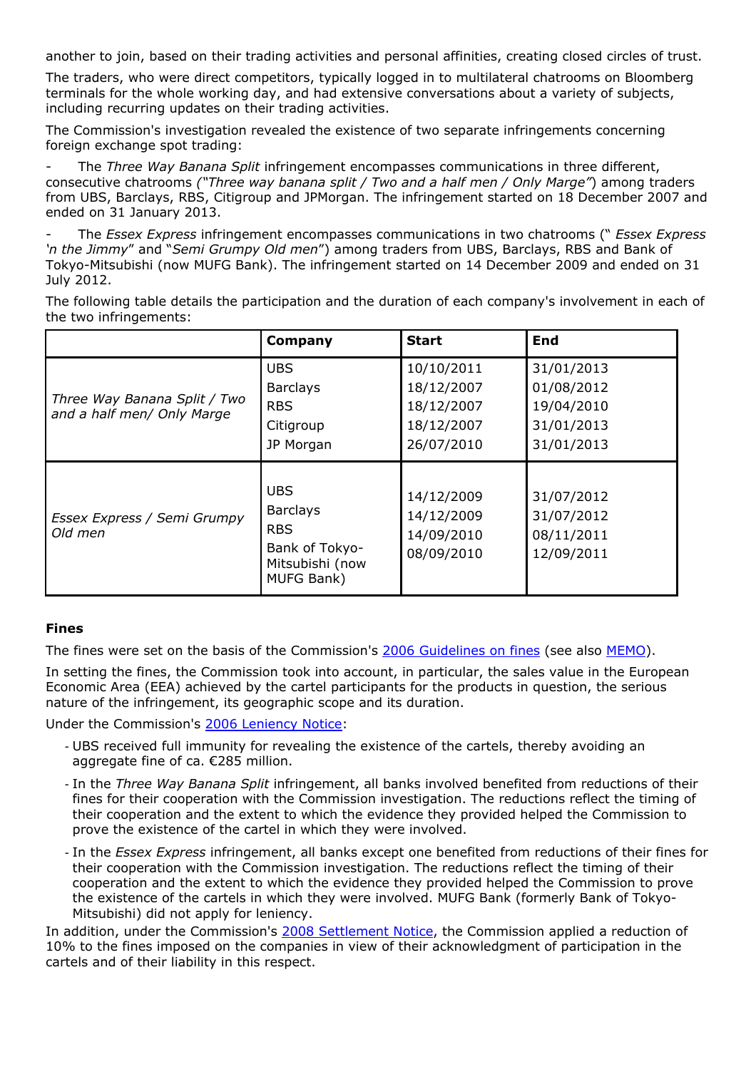another to join, based on their trading activities and personal affinities, creating closed circles of trust.

The traders, who were direct competitors, typically logged in to multilateral chatrooms on Bloomberg terminals for the whole working day, and had extensive conversations about a variety of subjects, including recurring updates on their trading activities.

The Commission's investigation revealed the existence of two separate infringements concerning foreign exchange spot trading:

- The *Three Way Banana Split* infringement encompasses communications in three different, consecutive chatrooms *("Three way banana split / Two and a half men / Only Marge"*) among traders from UBS, Barclays, RBS, Citigroup and JPMorgan. The infringement started on 18 December 2007 and ended on 31 January 2013.
- The *Essex Express* infringement encompasses communications in two chatrooms (" *Essex Express 'n the Jimmy*" and "*Semi Grumpy Old men*") among traders from UBS, Barclays, RBS and Bank of Tokyo-Mitsubishi (now MUFG Bank). The infringement started on 14 December 2009 and ended on 31 July 2012.

The following table details the participation and the duration of each company's involvement in each of the two infringements:

| | Company | Start | End |
|---|---|---|---|
| *Three Way Banana Split / Two and a half men/ Only Marge* | UBS | 10/10/2011 | 31/01/2013 |
| | Barclays | 18/12/2007 | 01/08/2012 |
| | RBS | 18/12/2007 | 19/04/2010 |
| | Citigroup | 18/12/2007 | 31/01/2013 |
| | JP Morgan | 26/07/2010 | 31/01/2013 |
| *Essex Express / Semi Grumpy Old men* | UBS | 14/12/2009 | 31/07/2012 |
| | Barclays | 14/12/2009 | 31/07/2012 |
| | RBS | 14/09/2010 | 08/11/2011 |
| | Bank of Tokyo-Mitsubishi (now MUFG Bank) | 08/09/2010 | 12/09/2011 |

**Fines**

The fines were set on the basis of the Commission's 2006 Guidelines on fines (see also MEMO).

In setting the fines, the Commission took into account, in particular, the sales value in the European Economic Area (EEA) achieved by the cartel participants for the products in question, the serious nature of the infringement, its geographic scope and its duration.

Under the Commission's 2006 Leniency Notice:

- UBS received full immunity for revealing the existence of the cartels, thereby avoiding an aggregate fine of ca. €285 million.
- In the *Three Way Banana Split* infringement, all banks involved benefited from reductions of their fines for their cooperation with the Commission investigation. The reductions reflect the timing of their cooperation and the extent to which the evidence they provided helped the Commission to prove the existence of the cartel in which they were involved.
- In the *Essex Express* infringement, all banks except one benefited from reductions of their fines for their cooperation with the Commission investigation. The reductions reflect the timing of their cooperation and the extent to which the evidence they provided helped the Commission to prove the existence of the cartels in which they were involved. MUFG Bank (formerly Bank of Tokyo-Mitsubishi) did not apply for leniency.

In addition, under the Commission's 2008 Settlement Notice, the Commission applied a reduction of 10% to the fines imposed on the companies in view of their acknowledgment of participation in the cartels and of their liability in this respect.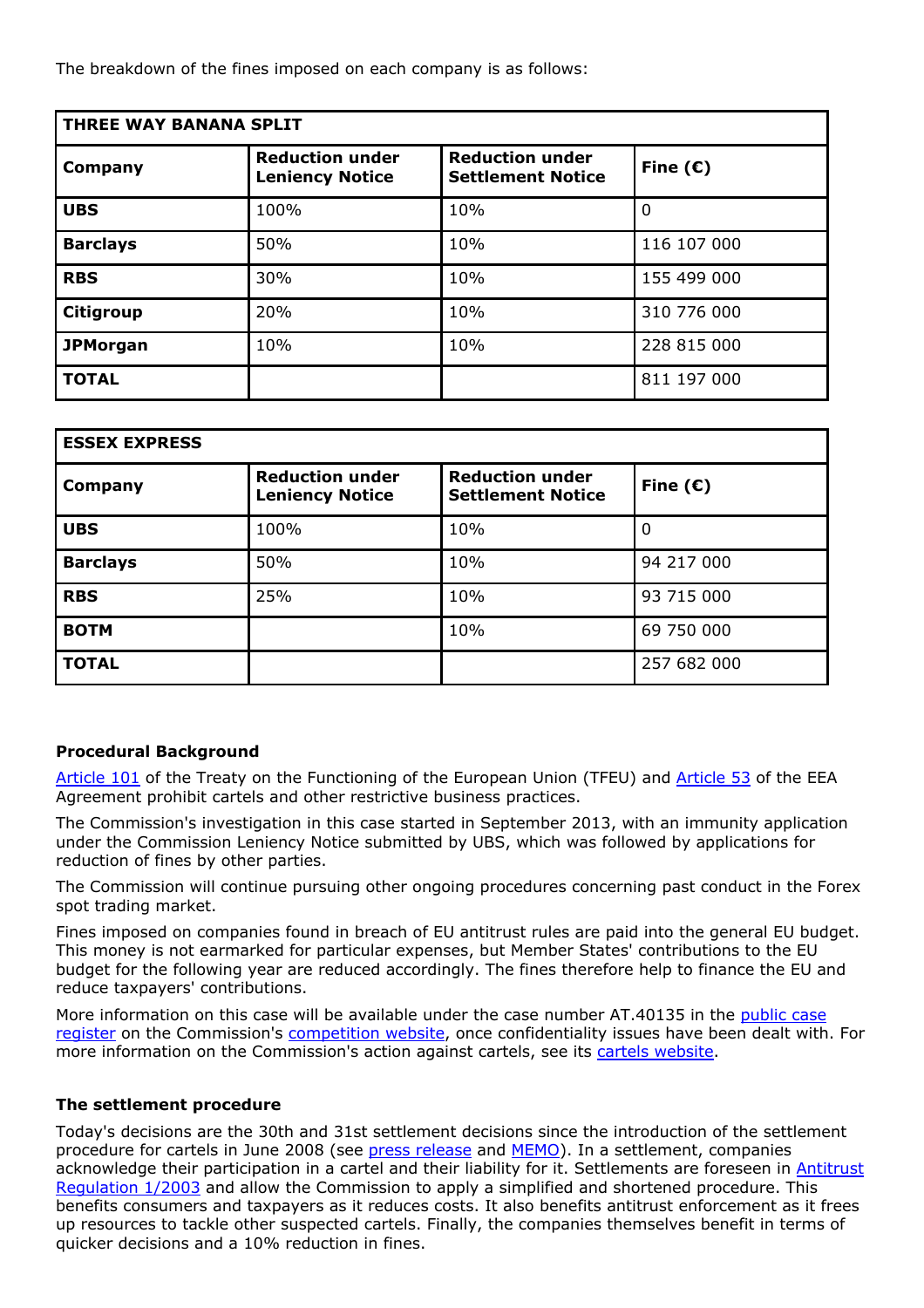The breakdown of the fines imposed on each company is as follows:

| **THREE WAY BANANA SPLIT** | | | |
|---|---|---|---|
| **Company** | **Reduction under Leniency Notice** | **Reduction under Settlement Notice** | **Fine (€)** |
| **UBS** | 100% | 10% | 0 |
| **Barclays** | 50% | 10% | 116 107 000 |
| **RBS** | 30% | 10% | 155 499 000 |
| **Citigroup** | 20% | 10% | 310 776 000 |
| **JPMorgan** | 10% | 10% | 228 815 000 |
| **TOTAL** | | | 811 197 000 |

| **ESSEX EXPRESS** | | | |
|---|---|---|---|
| **Company** | **Reduction under Leniency Notice** | **Reduction under Settlement Notice** | **Fine (€)** |
| **UBS** | 100% | 10% | 0 |
| **Barclays** | 50% | 10% | 94 217 000 |
| **RBS** | 25% | 10% | 93 715 000 |
| **BOTM** | | 10% | 69 750 000 |
| **TOTAL** | | | 257 682 000 |

### Procedural Background

Article 101 of the Treaty on the Functioning of the European Union (TFEU) and Article 53 of the EEA Agreement prohibit cartels and other restrictive business practices.

The Commission's investigation in this case started in September 2013, with an immunity application under the Commission Leniency Notice submitted by UBS, which was followed by applications for reduction of fines by other parties.

The Commission will continue pursuing other ongoing procedures concerning past conduct in the Forex spot trading market.

Fines imposed on companies found in breach of EU antitrust rules are paid into the general EU budget. This money is not earmarked for particular expenses, but Member States' contributions to the EU budget for the following year are reduced accordingly. The fines therefore help to finance the EU and reduce taxpayers' contributions.

More information on this case will be available under the case number AT.40135 in the public case register on the Commission's competition website, once confidentiality issues have been dealt with. For more information on the Commission's action against cartels, see its cartels website.

### The settlement procedure

Today's decisions are the 30th and 31st settlement decisions since the introduction of the settlement procedure for cartels in June 2008 (see press release and MEMO). In a settlement, companies acknowledge their participation in a cartel and their liability for it. Settlements are foreseen in Antitrust Regulation 1/2003 and allow the Commission to apply a simplified and shortened procedure. This benefits consumers and taxpayers as it reduces costs. It also benefits antitrust enforcement as it frees up resources to tackle other suspected cartels. Finally, the companies themselves benefit in terms of quicker decisions and a 10% reduction in fines.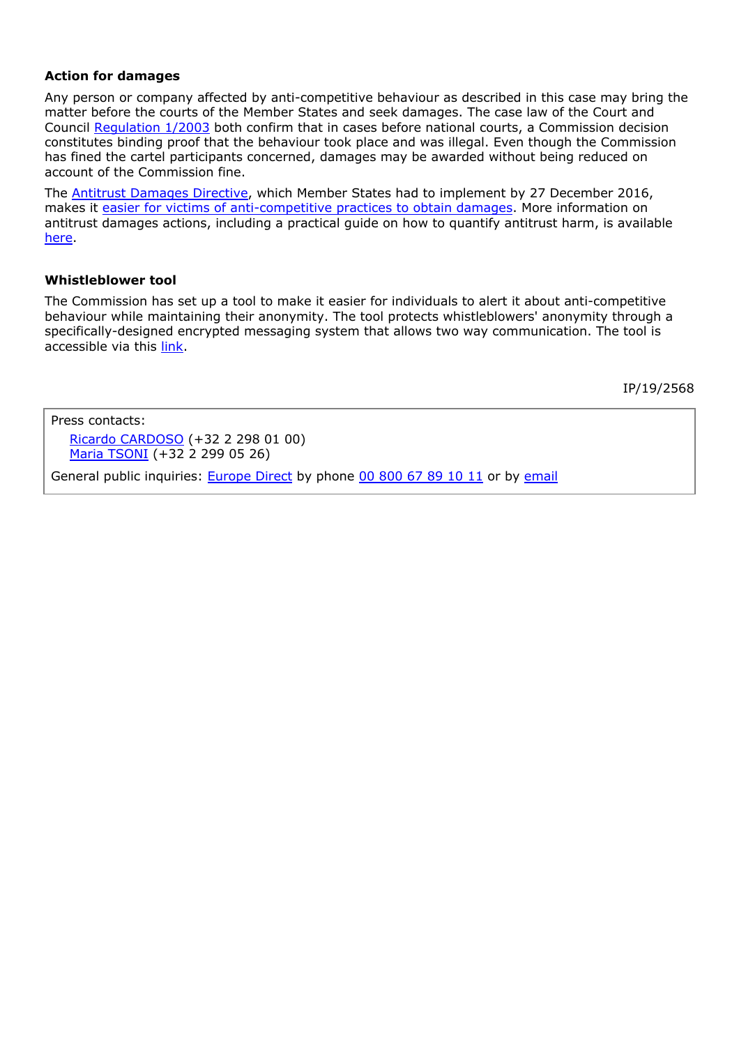### Action for damages

Any person or company affected by anti-competitive behaviour as described in this case may bring the matter before the courts of the Member States and seek damages. The case law of the Court and Council Regulation 1/2003 both confirm that in cases before national courts, a Commission decision constitutes binding proof that the behaviour took place and was illegal. Even though the Commission has fined the cartel participants concerned, damages may be awarded without being reduced on account of the Commission fine.

The Antitrust Damages Directive, which Member States had to implement by 27 December 2016, makes it easier for victims of anti-competitive practices to obtain damages. More information on antitrust damages actions, including a practical guide on how to quantify antitrust harm, is available here.

### Whistleblower tool

The Commission has set up a tool to make it easier for individuals to alert it about anti-competitive behaviour while maintaining their anonymity. The tool protects whistleblowers' anonymity through a specifically-designed encrypted messaging system that allows two way communication. The tool is accessible via this link.

IP/19/2568

Press contacts:

Ricardo CARDOSO (+32 2 298 01 00)
Maria TSONI (+32 2 299 05 26)

General public inquiries: Europe Direct by phone 00 800 67 89 10 11 or by email